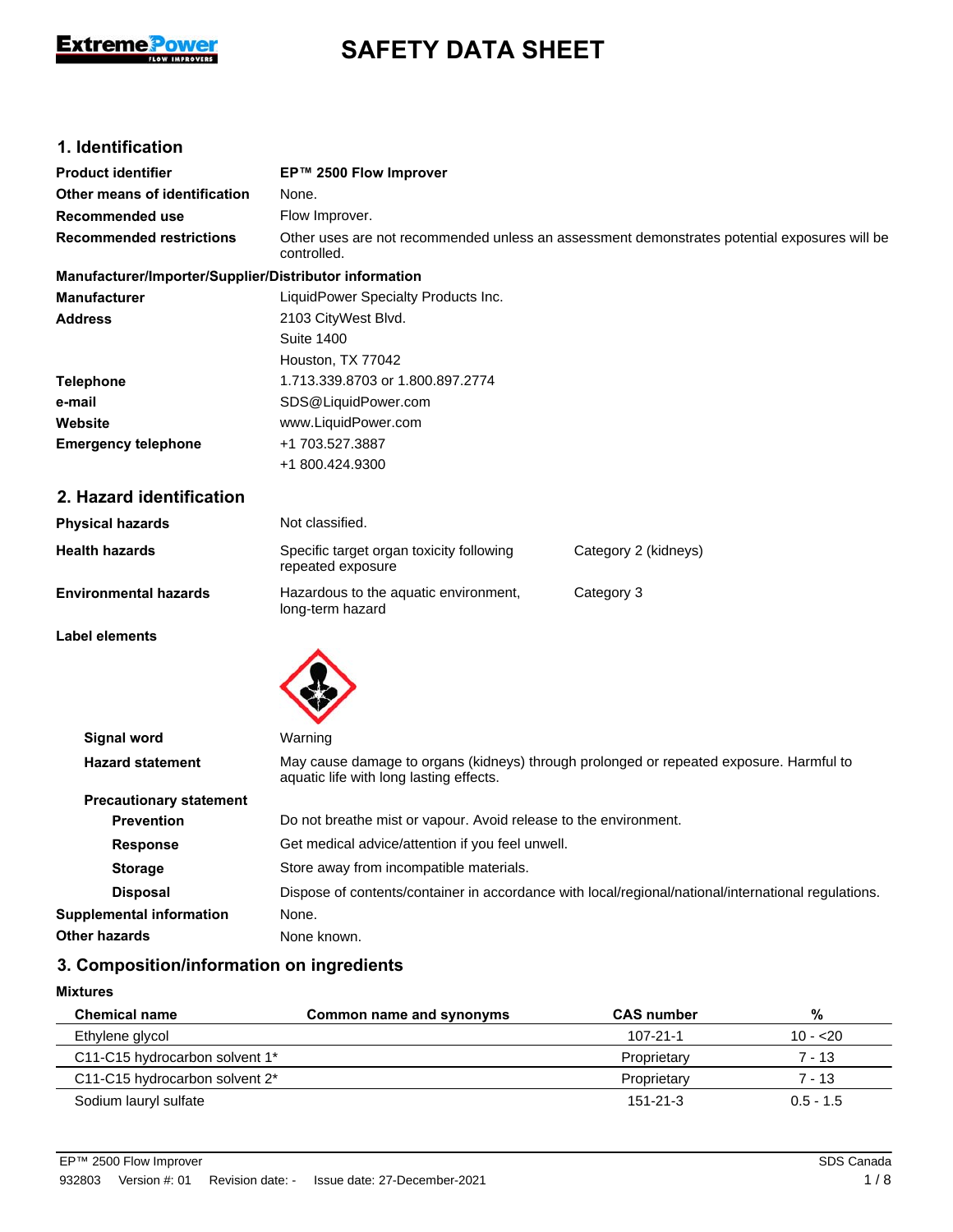# SAFETY DATA SHEET

## 1. Identification

| | |
|---|---|
| **Product identifier** | **EP™ 2500 Flow Improver** |
| **Other means of identification** | None. |
| **Recommended use** | Flow Improver. |
| **Recommended restrictions** | Other uses are not recommended unless an assessment demonstrates potential exposures will be controlled. |

**Manufacturer/Importer/Supplier/Distributor information**

| | |
|---|---|
| **Manufacturer** | LiquidPower Specialty Products Inc. |
| **Address** | 2103 CityWest Blvd.<br>Suite 1400<br>Houston, TX 77042 |
| **Telephone** | 1.713.339.8703 or 1.800.897.2774 |
| **e-mail** | SDS@LiquidPower.com |
| **Website** | www.LiquidPower.com |
| **Emergency telephone** | +1 703.527.3887<br>+1 800.424.9300 |

## 2. Hazard identification

| | | |
|---|---|---|
| **Physical hazards** | Not classified. | |
| **Health hazards** | Specific target organ toxicity following repeated exposure | Category 2 (kidneys) |
| **Environmental hazards** | Hazardous to the aquatic environment, long-term hazard | Category 3 |

**Label elements**

| | |
|---|---|
| **Signal word** | Warning |
| **Hazard statement** | May cause damage to organs (kidneys) through prolonged or repeated exposure. Harmful to aquatic life with long lasting effects. |

**Precautionary statement**

| | |
|---|---|
| **Prevention** | Do not breathe mist or vapour. Avoid release to the environment. |
| **Response** | Get medical advice/attention if you feel unwell. |
| **Storage** | Store away from incompatible materials. |
| **Disposal** | Dispose of contents/container in accordance with local/regional/national/international regulations. |

| | |
|---|---|
| **Supplemental information** | None. |
| **Other hazards** | None known. |

## 3. Composition/information on ingredients

**Mixtures**

| Chemical name | Common name and synonyms | CAS number | % |
|---|---|---|---|
| Ethylene glycol | | 107-21-1 | 10 - <20 |
| C11-C15 hydrocarbon solvent 1* | | Proprietary | 7 - 13 |
| C11-C15 hydrocarbon solvent 2* | | Proprietary | 7 - 13 |
| Sodium lauryl sulfate | | 151-21-3 | 0.5 - 1.5 |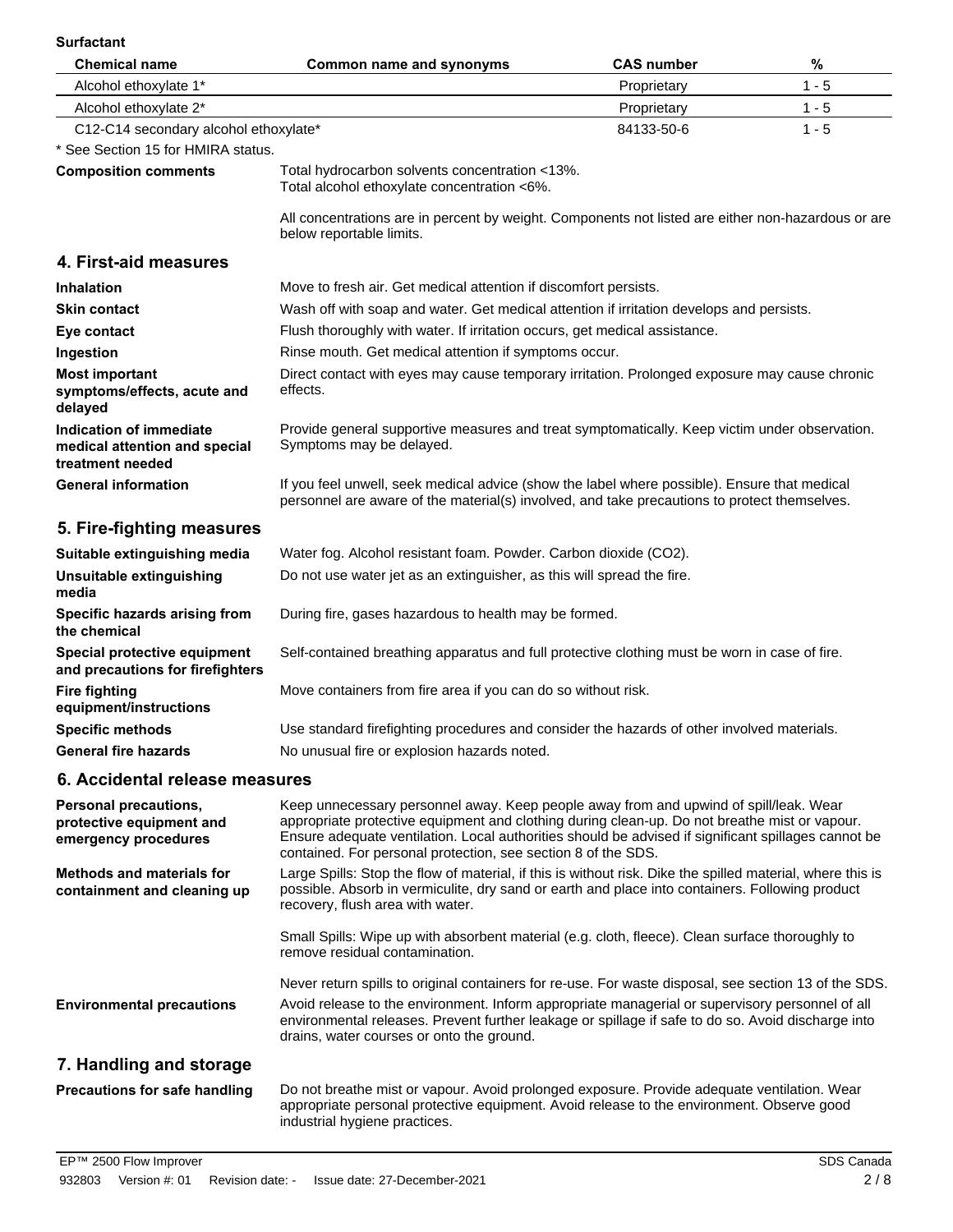**Surfactant**

| Chemical name | Common name and synonyms | CAS number | % |
|---|---|---|---|
| Alcohol ethoxylate 1* | | Proprietary | 1 - 5 |
| Alcohol ethoxylate 2* | | Proprietary | 1 - 5 |
| C12-C14 secondary alcohol ethoxylate* | | 84133-50-6 | 1 - 5 |

* See Section 15 for HMIRA status.

**Composition comments**

Total hydrocarbon solvents concentration <13%.
Total alcohol ethoxylate concentration <6%.

All concentrations are in percent by weight. Components not listed are either non-hazardous or are below reportable limits.

## 4. First-aid measures

**Inhalation**
Move to fresh air. Get medical attention if discomfort persists.

**Skin contact**
Wash off with soap and water. Get medical attention if irritation develops and persists.

**Eye contact**
Flush thoroughly with water. If irritation occurs, get medical assistance.

**Ingestion**
Rinse mouth. Get medical attention if symptoms occur.

**Most important symptoms/effects, acute and delayed**
Direct contact with eyes may cause temporary irritation. Prolonged exposure may cause chronic effects.

**Indication of immediate medical attention and special treatment needed**
Provide general supportive measures and treat symptomatically. Keep victim under observation. Symptoms may be delayed.

**General information**
If you feel unwell, seek medical advice (show the label where possible). Ensure that medical personnel are aware of the material(s) involved, and take precautions to protect themselves.

## 5. Fire-fighting measures

**Suitable extinguishing media**
Water fog. Alcohol resistant foam. Powder. Carbon dioxide ($CO_2$).

**Unsuitable extinguishing media**
Do not use water jet as an extinguisher, as this will spread the fire.

**Specific hazards arising from the chemical**
During fire, gases hazardous to health may be formed.

**Special protective equipment and precautions for firefighters**
Self-contained breathing apparatus and full protective clothing must be worn in case of fire.

**Fire fighting equipment/instructions**
Move containers from fire area if you can do so without risk.

**Specific methods**
Use standard firefighting procedures and consider the hazards of other involved materials.

**General fire hazards**
No unusual fire or explosion hazards noted.

## 6. Accidental release measures

**Personal precautions, protective equipment and emergency procedures**
Keep unnecessary personnel away. Keep people away from and upwind of spill/leak. Wear appropriate protective equipment and clothing during clean-up. Do not breathe mist or vapour. Ensure adequate ventilation. Local authorities should be advised if significant spillages cannot be contained. For personal protection, see section 8 of the SDS.

**Methods and materials for containment and cleaning up**
Large Spills: Stop the flow of material, if this is without risk. Dike the spilled material, where this is possible. Absorb in vermiculite, dry sand or earth and place into containers. Following product recovery, flush area with water.

Small Spills: Wipe up with absorbent material (e.g. cloth, fleece). Clean surface thoroughly to remove residual contamination.

Never return spills to original containers for re-use. For waste disposal, see section 13 of the SDS.

**Environmental precautions**
Avoid release to the environment. Inform appropriate managerial or supervisory personnel of all environmental releases. Prevent further leakage or spillage if safe to do so. Avoid discharge into drains, water courses or onto the ground.

## 7. Handling and storage

**Precautions for safe handling**
Do not breathe mist or vapour. Avoid prolonged exposure. Provide adequate ventilation. Wear appropriate personal protective equipment. Avoid release to the environment. Observe good industrial hygiene practices.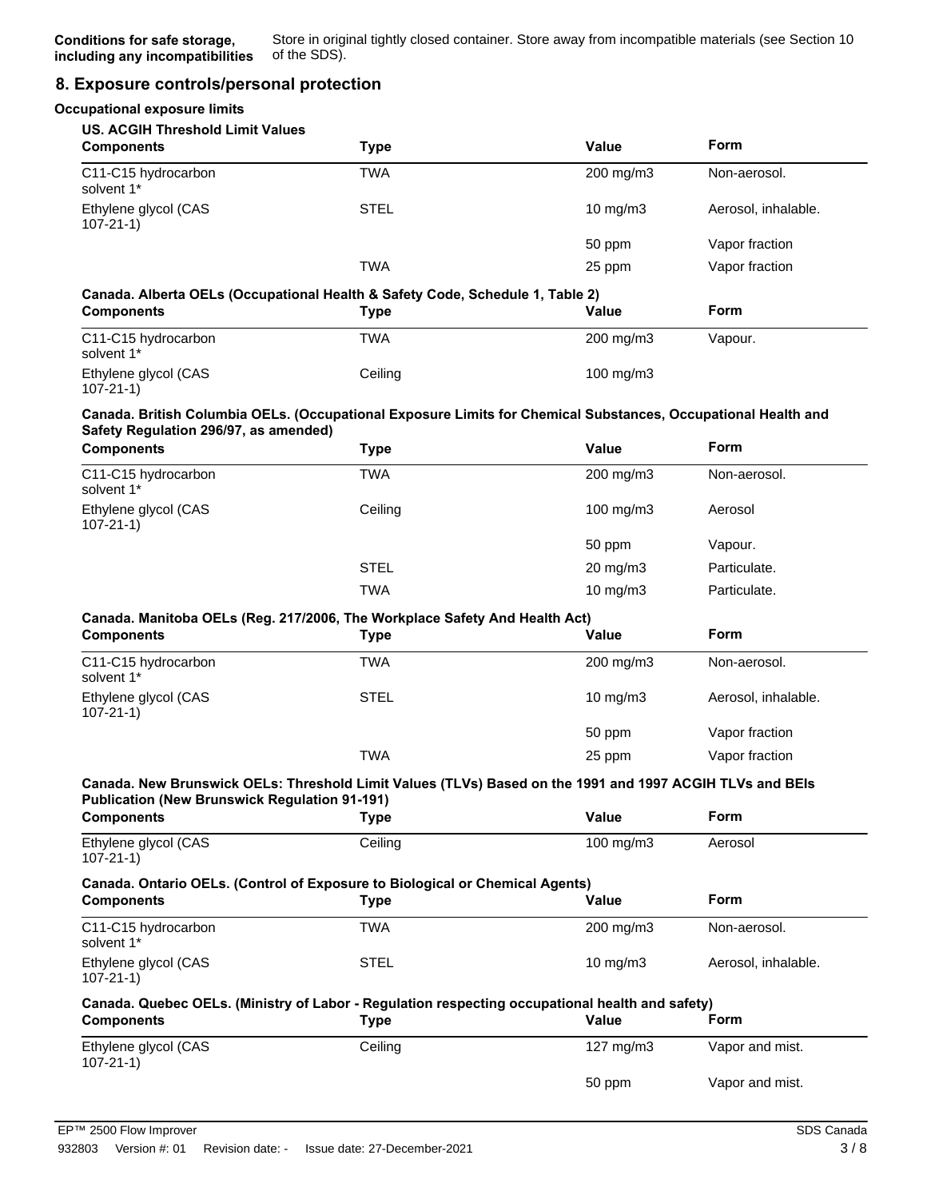**Conditions for safe storage, including any incompatibilities**

Store in original tightly closed container. Store away from incompatible materials (see Section 10 of the SDS).

## 8. Exposure controls/personal protection

### Occupational exposure limits

**US. ACGIH Threshold Limit Values**

| Components | Type | Value | Form |
|---|---|---|---|
| C11-C15 hydrocarbon solvent 1* | TWA | 200 mg/m3 | Non-aerosol. |
| Ethylene glycol (CAS 107-21-1) | STEL | 10 mg/m3 | Aerosol, inhalable. |
| | | 50 ppm | Vapor fraction |
| | TWA | 25 ppm | Vapor fraction |

**Canada. Alberta OELs (Occupational Health & Safety Code, Schedule 1, Table 2)**

| Components | Type | Value | Form |
|---|---|---|---|
| C11-C15 hydrocarbon solvent 1* | TWA | 200 mg/m3 | Vapour. |
| Ethylene glycol (CAS 107-21-1) | Ceiling | 100 mg/m3 | |

**Canada. British Columbia OELs. (Occupational Exposure Limits for Chemical Substances, Occupational Health and Safety Regulation 296/97, as amended)**

| Components | Type | Value | Form |
|---|---|---|---|
| C11-C15 hydrocarbon solvent 1* | TWA | 200 mg/m3 | Non-aerosol. |
| Ethylene glycol (CAS 107-21-1) | Ceiling | 100 mg/m3 | Aerosol |
| | | 50 ppm | Vapour. |
| | STEL | 20 mg/m3 | Particulate. |
| | TWA | 10 mg/m3 | Particulate. |

**Canada. Manitoba OELs (Reg. 217/2006, The Workplace Safety And Health Act)**

| Components | Type | Value | Form |
|---|---|---|---|
| C11-C15 hydrocarbon solvent 1* | TWA | 200 mg/m3 | Non-aerosol. |
| Ethylene glycol (CAS 107-21-1) | STEL | 10 mg/m3 | Aerosol, inhalable. |
| | | 50 ppm | Vapor fraction |
| | TWA | 25 ppm | Vapor fraction |

**Canada. New Brunswick OELs: Threshold Limit Values (TLVs) Based on the 1991 and 1997 ACGIH TLVs and BEIs Publication (New Brunswick Regulation 91-191)**

| Components | Type | Value | Form |
|---|---|---|---|
| Ethylene glycol (CAS 107-21-1) | Ceiling | 100 mg/m3 | Aerosol |

**Canada. Ontario OELs. (Control of Exposure to Biological or Chemical Agents)**

| Components | Type | Value | Form |
|---|---|---|---|
| C11-C15 hydrocarbon solvent 1* | TWA | 200 mg/m3 | Non-aerosol. |
| Ethylene glycol (CAS 107-21-1) | STEL | 10 mg/m3 | Aerosol, inhalable. |

**Canada. Quebec OELs. (Ministry of Labor - Regulation respecting occupational health and safety)**

| Components | Type | Value | Form |
|---|---|---|---|
| Ethylene glycol (CAS 107-21-1) | Ceiling | 127 mg/m3 | Vapor and mist. |
| | | 50 ppm | Vapor and mist. |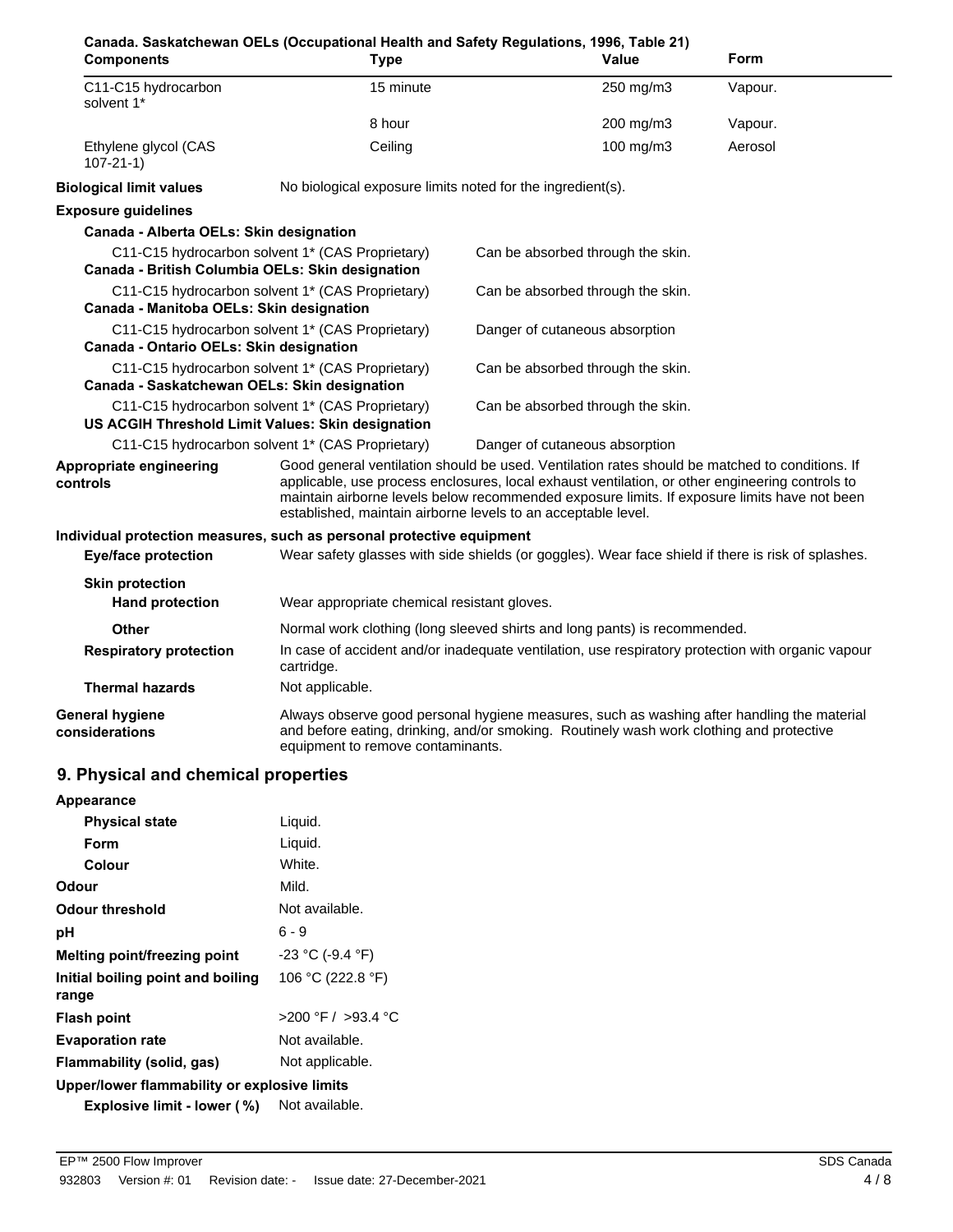**Canada. Saskatchewan OELs (Occupational Health and Safety Regulations, 1996, Table 21)**

| Components | Type | Value | Form |
|---|---|---|---|
| C11-C15 hydrocarbon solvent 1* | 15 minute | 250 mg/m3 | Vapour. |
| | 8 hour | 200 mg/m3 | Vapour. |
| Ethylene glycol (CAS 107-21-1) | Ceiling | 100 mg/m3 | Aerosol |

**Biological limit values** No biological exposure limits noted for the ingredient(s).

**Exposure guidelines**

**Canada - Alberta OELs: Skin designation**

C11-C15 hydrocarbon solvent 1* (CAS Proprietary) Can be absorbed through the skin.

**Canada - British Columbia OELs: Skin designation**

C11-C15 hydrocarbon solvent 1* (CAS Proprietary) Can be absorbed through the skin.

**Canada - Manitoba OELs: Skin designation**

C11-C15 hydrocarbon solvent 1* (CAS Proprietary) Danger of cutaneous absorption

**Canada - Ontario OELs: Skin designation**

C11-C15 hydrocarbon solvent 1* (CAS Proprietary) Can be absorbed through the skin.

**Canada - Saskatchewan OELs: Skin designation**

C11-C15 hydrocarbon solvent 1* (CAS Proprietary) Can be absorbed through the skin.

**US ACGIH Threshold Limit Values: Skin designation**

C11-C15 hydrocarbon solvent 1* (CAS Proprietary) Danger of cutaneous absorption

**Appropriate engineering controls** Good general ventilation should be used. Ventilation rates should be matched to conditions. If applicable, use process enclosures, local exhaust ventilation, or other engineering controls to maintain airborne levels below recommended exposure limits. If exposure limits have not been established, maintain airborne levels to an acceptable level.

**Individual protection measures, such as personal protective equipment**

**Eye/face protection** Wear safety glasses with side shields (or goggles). Wear face shield if there is risk of splashes.

**Skin protection**

**Hand protection** Wear appropriate chemical resistant gloves.

**Other** Normal work clothing (long sleeved shirts and long pants) is recommended.

**Respiratory protection** In case of accident and/or inadequate ventilation, use respiratory protection with organic vapour cartridge.

**Thermal hazards** Not applicable.

**General hygiene considerations** Always observe good personal hygiene measures, such as washing after handling the material and before eating, drinking, and/or smoking. Routinely wash work clothing and protective equipment to remove contaminants.

## 9. Physical and chemical properties

**Appearance**

**Physical state** Liquid.

**Form** Liquid.

**Colour** White.

**Odour** Mild.

**Odour threshold** Not available.

**pH** 6 - 9

**Melting point/freezing point** -23 °C (-9.4 °F)

**Initial boiling point and boiling range** 106 °C (222.8 °F)

**Flash point** >200 °F / >93.4 °C

**Evaporation rate** Not available.

**Flammability (solid, gas)** Not applicable.

**Upper/lower flammability or explosive limits**

**Explosive limit - lower ( %)** Not available.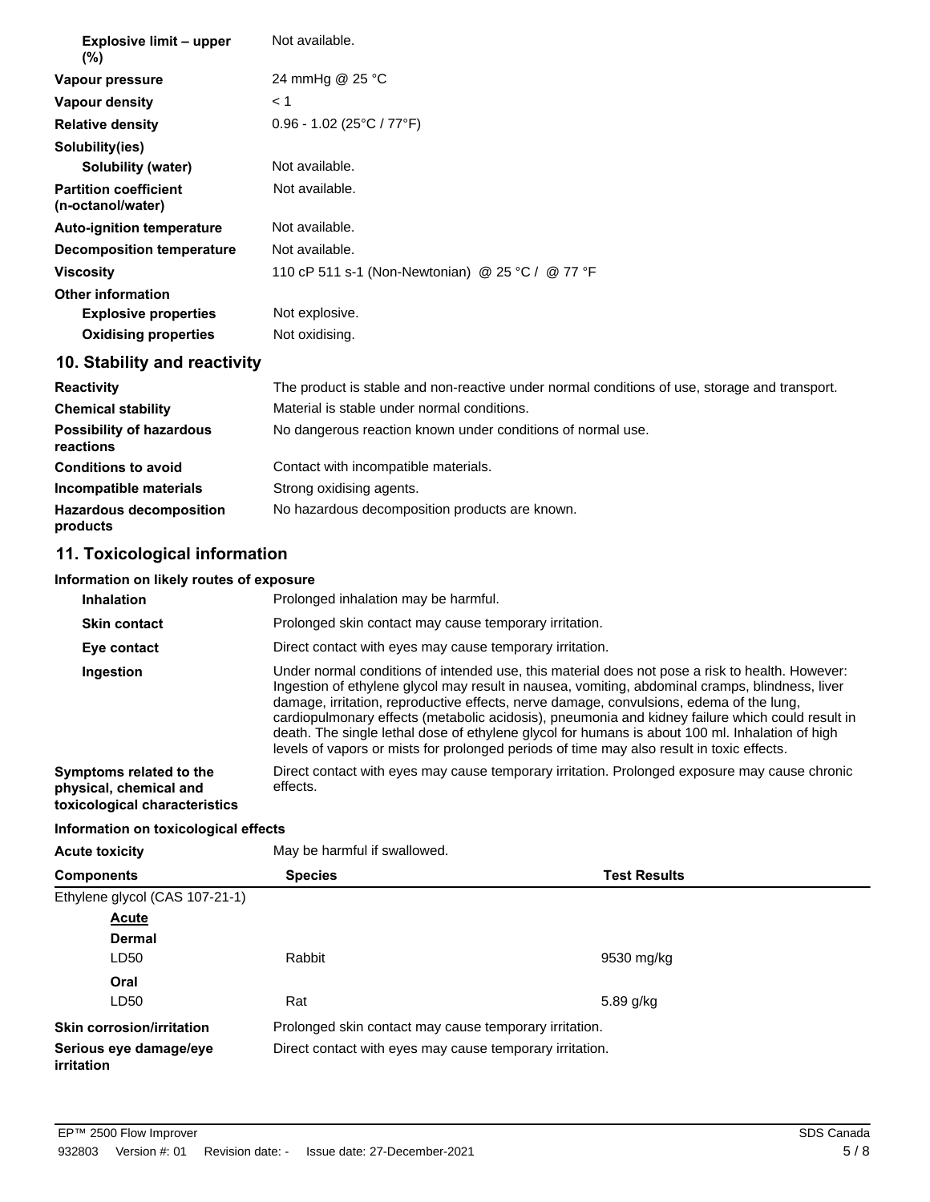| | |
|---|---|
| **Explosive limit – upper (%)** | Not available. |
| **Vapour pressure** | 24 mmHg @ 25 °C |
| **Vapour density** | < 1 |
| **Relative density** | 0.96 - 1.02 (25°C / 77°F) |
| **Solubility(ies)** | |
| **Solubility (water)** | Not available. |
| **Partition coefficient (n-octanol/water)** | Not available. |
| **Auto-ignition temperature** | Not available. |
| **Decomposition temperature** | Not available. |
| **Viscosity** | 110 cP 511 s-1 (Non-Newtonian) @ 25 °C / @ 77 °F |
| **Other information** | |
| **Explosive properties** | Not explosive. |
| **Oxidising properties** | Not oxidising. |

## 10. Stability and reactivity

| | |
|---|---|
| **Reactivity** | The product is stable and non-reactive under normal conditions of use, storage and transport. |
| **Chemical stability** | Material is stable under normal conditions. |
| **Possibility of hazardous reactions** | No dangerous reaction known under conditions of normal use. |
| **Conditions to avoid** | Contact with incompatible materials. |
| **Incompatible materials** | Strong oxidising agents. |
| **Hazardous decomposition products** | No hazardous decomposition products are known. |

## 11. Toxicological information

**Information on likely routes of exposure**

| | |
|---|---|
| **Inhalation** | Prolonged inhalation may be harmful. |
| **Skin contact** | Prolonged skin contact may cause temporary irritation. |
| **Eye contact** | Direct contact with eyes may cause temporary irritation. |
| **Ingestion** | Under normal conditions of intended use, this material does not pose a risk to health. However: Ingestion of ethylene glycol may result in nausea, vomiting, abdominal cramps, blindness, liver damage, irritation, reproductive effects, nerve damage, convulsions, edema of the lung, cardiopulmonary effects (metabolic acidosis), pneumonia and kidney failure which could result in death. The single lethal dose of ethylene glycol for humans is about 100 ml. Inhalation of high levels of vapors or mists for prolonged periods of time may also result in toxic effects. |
| **Symptoms related to the physical, chemical and toxicological characteristics** | Direct contact with eyes may cause temporary irritation. Prolonged exposure may cause chronic effects. |

**Information on toxicological effects**

**Acute toxicity** May be harmful if swallowed.

| Components | Species | Test Results |
|---|---|---|
| Ethylene glycol (CAS 107-21-1) | | |
| **Acute** | | |
| **Dermal** | | |
| LD50 | Rabbit | 9530 mg/kg |
| **Oral** | | |
| LD50 | Rat | 5.89 g/kg |

| | |
|---|---|
| **Skin corrosion/irritation** | Prolonged skin contact may cause temporary irritation. |
| **Serious eye damage/eye irritation** | Direct contact with eyes may cause temporary irritation. |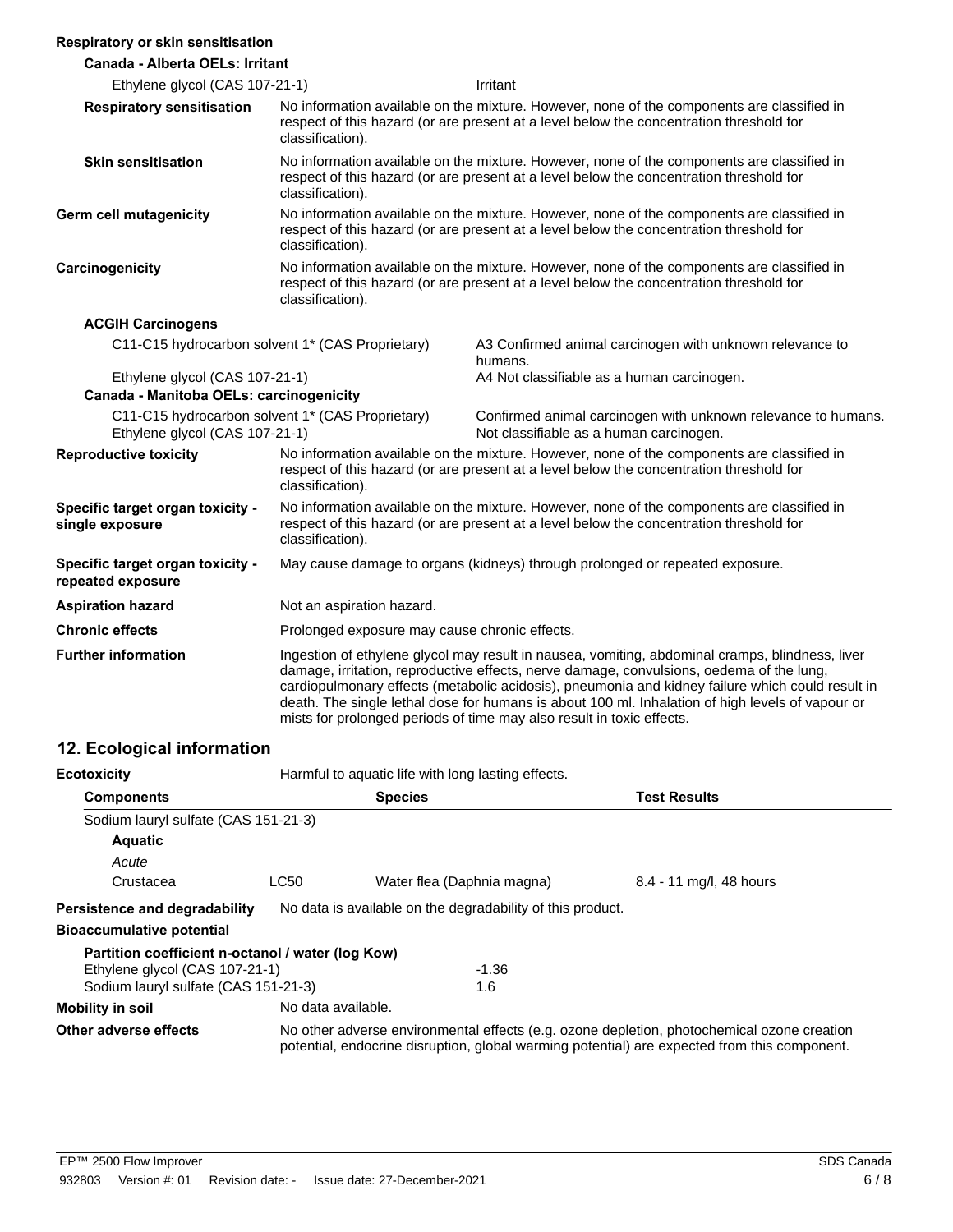**Respiratory or skin sensitisation**

**Canada - Alberta OELs: Irritant**

| | |
|---|---|
| Ethylene glycol (CAS 107-21-1) | Irritant |

**Respiratory sensitisation** — No information available on the mixture. However, none of the components are classified in respect of this hazard (or are present at a level below the concentration threshold for classification).

**Skin sensitisation** — No information available on the mixture. However, none of the components are classified in respect of this hazard (or are present at a level below the concentration threshold for classification).

**Germ cell mutagenicity** — No information available on the mixture. However, none of the components are classified in respect of this hazard (or are present at a level below the concentration threshold for classification).

**Carcinogenicity** — No information available on the mixture. However, none of the components are classified in respect of this hazard (or are present at a level below the concentration threshold for classification).

**ACGIH Carcinogens**

| | |
|---|---|
| C11-C15 hydrocarbon solvent 1* (CAS Proprietary) | A3 Confirmed animal carcinogen with unknown relevance to humans. |
| Ethylene glycol (CAS 107-21-1) | A4 Not classifiable as a human carcinogen. |

**Canada - Manitoba OELs: carcinogenicity**

| | |
|---|---|
| C11-C15 hydrocarbon solvent 1* (CAS Proprietary) | Confirmed animal carcinogen with unknown relevance to humans. |
| Ethylene glycol (CAS 107-21-1) | Not classifiable as a human carcinogen. |

**Reproductive toxicity** — No information available on the mixture. However, none of the components are classified in respect of this hazard (or are present at a level below the concentration threshold for classification).

**Specific target organ toxicity - single exposure** — No information available on the mixture. However, none of the components are classified in respect of this hazard (or are present at a level below the concentration threshold for classification).

**Specific target organ toxicity - repeated exposure** — May cause damage to organs (kidneys) through prolonged or repeated exposure.

**Aspiration hazard** — Not an aspiration hazard.

**Chronic effects** — Prolonged exposure may cause chronic effects.

**Further information** — Ingestion of ethylene glycol may result in nausea, vomiting, abdominal cramps, blindness, liver damage, irritation, reproductive effects, nerve damage, convulsions, oedema of the lung, cardiopulmonary effects (metabolic acidosis), pneumonia and kidney failure which could result in death. The single lethal dose for humans is about 100 ml. Inhalation of high levels of vapour or mists for prolonged periods of time may also result in toxic effects.

## 12. Ecological information

**Ecotoxicity** — Harmful to aquatic life with long lasting effects.

| Components | | Species | Test Results |
|---|---|---|---|
| Sodium lauryl sulfate (CAS 151-21-3) | | | |
| **Aquatic** | | | |
| *Acute* | | | |
| Crustacea | LC50 | Water flea (Daphnia magna) | 8.4 - 11 mg/l, 48 hours |

**Persistence and degradability** — No data is available on the degradability of this product.

**Bioaccumulative potential**

**Partition coefficient n-octanol / water (log Kow)**

| | |
|---|---|
| Ethylene glycol (CAS 107-21-1) | -1.36 |
| Sodium lauryl sulfate (CAS 151-21-3) | 1.6 |

**Mobility in soil** — No data available.

**Other adverse effects** — No other adverse environmental effects (e.g. ozone depletion, photochemical ozone creation potential, endocrine disruption, global warming potential) are expected from this component.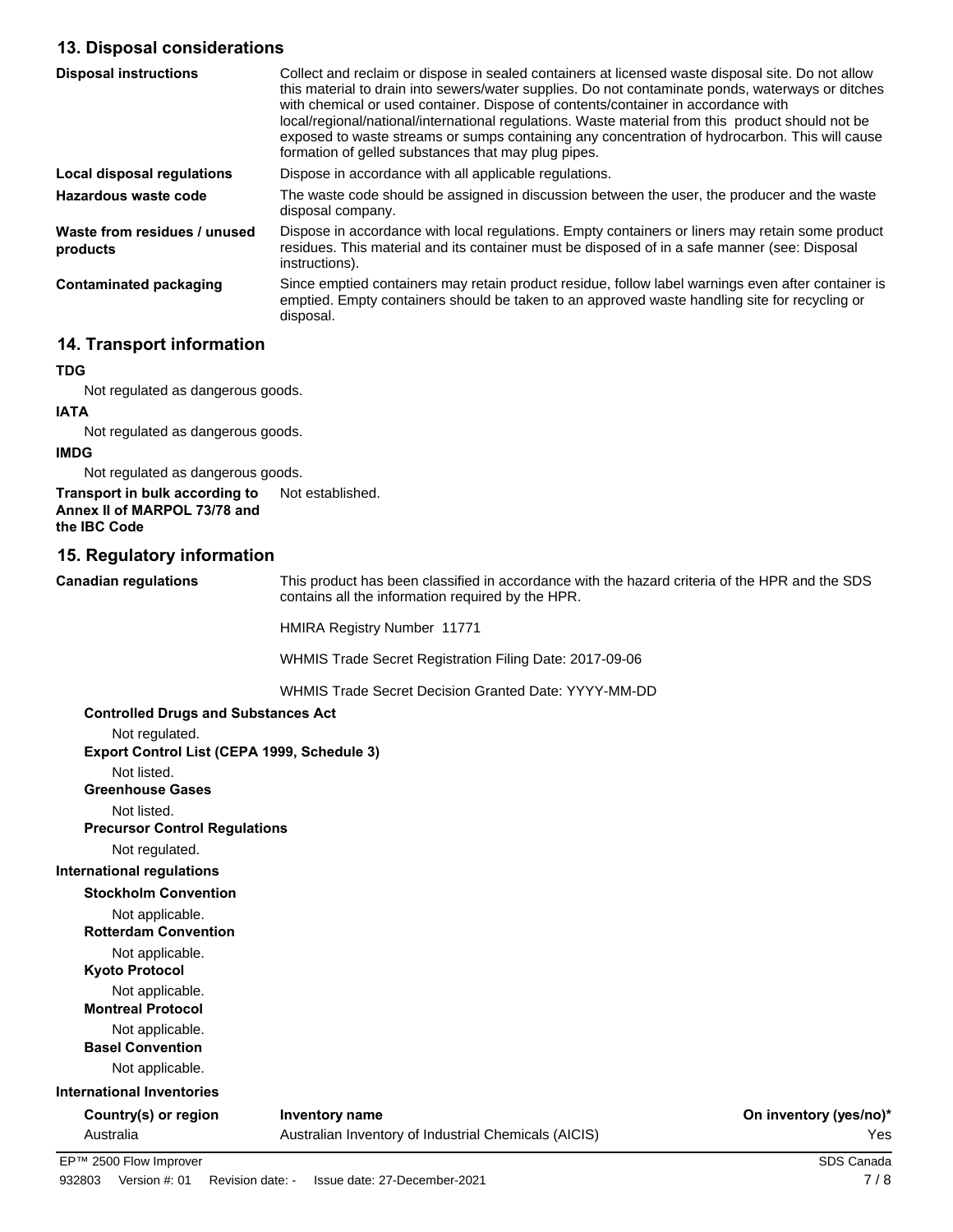## 13. Disposal considerations

| | |
|---|---|
| **Disposal instructions** | Collect and reclaim or dispose in sealed containers at licensed waste disposal site. Do not allow this material to drain into sewers/water supplies. Do not contaminate ponds, waterways or ditches with chemical or used container. Dispose of contents/container in accordance with local/regional/national/international regulations. Waste material from this product should not be exposed to waste streams or sumps containing any concentration of hydrocarbon. This will cause formation of gelled substances that may plug pipes. |
| **Local disposal regulations** | Dispose in accordance with all applicable regulations. |
| **Hazardous waste code** | The waste code should be assigned in discussion between the user, the producer and the waste disposal company. |
| **Waste from residues / unused products** | Dispose in accordance with local regulations. Empty containers or liners may retain some product residues. This material and its container must be disposed of in a safe manner (see: Disposal instructions). |
| **Contaminated packaging** | Since emptied containers may retain product residue, follow label warnings even after container is emptied. Empty containers should be taken to an approved waste handling site for recycling or disposal. |

## 14. Transport information

**TDG**

Not regulated as dangerous goods.

**IATA**

Not regulated as dangerous goods.

**IMDG**

Not regulated as dangerous goods.

**Transport in bulk according to Annex II of MARPOL 73/78 and the IBC Code** Not established.

## 15. Regulatory information

**Canadian regulations** This product has been classified in accordance with the hazard criteria of the HPR and the SDS contains all the information required by the HPR.

HMIRA Registry Number 11771

WHMIS Trade Secret Registration Filing Date: 2017-09-06

WHMIS Trade Secret Decision Granted Date: YYYY-MM-DD

**Controlled Drugs and Substances Act**

Not regulated.

**Export Control List (CEPA 1999, Schedule 3)**

Not listed.

**Greenhouse Gases**

Not listed.

**Precursor Control Regulations**

Not regulated.

**International regulations**

**Stockholm Convention**

Not applicable.

**Rotterdam Convention**

Not applicable.

**Kyoto Protocol**

Not applicable.

**Montreal Protocol**

Not applicable.

**Basel Convention**

Not applicable.

**International Inventories**

| Country(s) or region | Inventory name | On inventory (yes/no)* |
|---|---|---|
| Australia | Australian Inventory of Industrial Chemicals (AICIS) | Yes |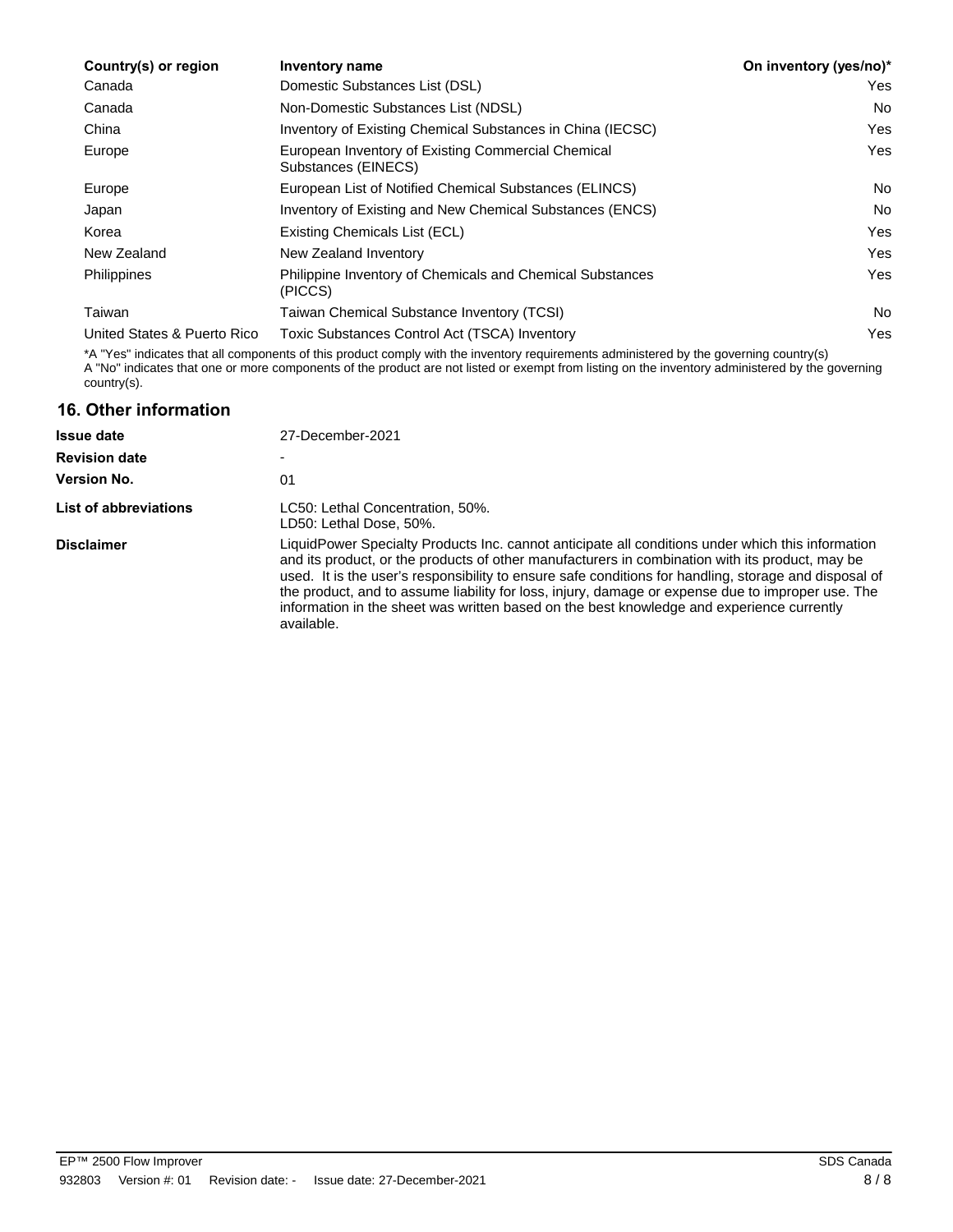| Country(s) or region | Inventory name | On inventory (yes/no)* |
| --- | --- | --- |
| Canada | Domestic Substances List (DSL) | Yes |
| Canada | Non-Domestic Substances List (NDSL) | No |
| China | Inventory of Existing Chemical Substances in China (IECSC) | Yes |
| Europe | European Inventory of Existing Commercial Chemical Substances (EINECS) | Yes |
| Europe | European List of Notified Chemical Substances (ELINCS) | No |
| Japan | Inventory of Existing and New Chemical Substances (ENCS) | No |
| Korea | Existing Chemicals List (ECL) | Yes |
| New Zealand | New Zealand Inventory | Yes |
| Philippines | Philippine Inventory of Chemicals and Chemical Substances (PICCS) | Yes |
| Taiwan | Taiwan Chemical Substance Inventory (TCSI) | No |
| United States & Puerto Rico | Toxic Substances Control Act (TSCA) Inventory | Yes |

*A "Yes" indicates that all components of this product comply with the inventory requirements administered by the governing country(s)
A "No" indicates that one or more components of the product are not listed or exempt from listing on the inventory administered by the governing country(s).

## 16. Other information

**Issue date** 27-December-2021

**Revision date** -

**Version No.** 01

**List of abbreviations** LC50: Lethal Concentration, 50%.
LD50: Lethal Dose, 50%.

**Disclaimer** LiquidPower Specialty Products Inc. cannot anticipate all conditions under which this information and its product, or the products of other manufacturers in combination with its product, may be used. It is the user's responsibility to ensure safe conditions for handling, storage and disposal of the product, and to assume liability for loss, injury, damage or expense due to improper use. The information in the sheet was written based on the best knowledge and experience currently available.